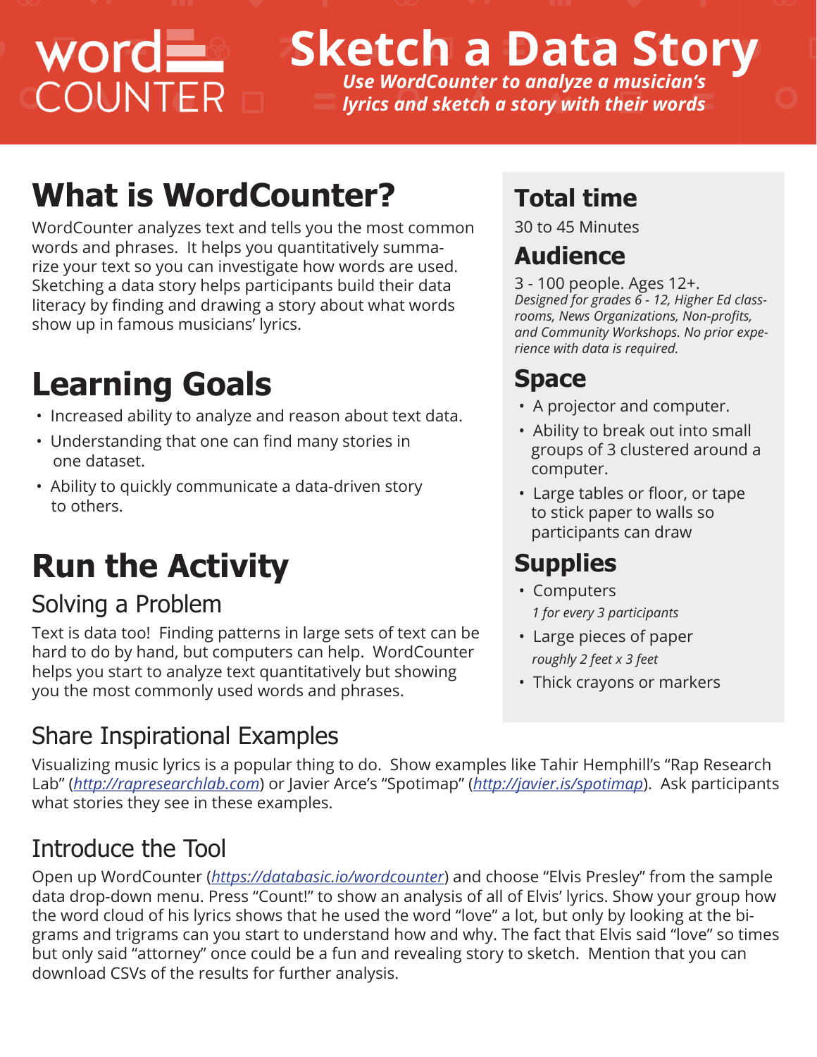word COUNTER

# Sketch a Data Story

*Use WordCounter to analyze a musician's lyrics and sketch a story with their words*

## What is WordCounter?

WordCounter analyzes text and tells you the most common words and phrases. It helps you quantitatively summarize your text so you can investigate how words are used. Sketching a data story helps participants build their data literacy by finding and drawing a story about what words show up in famous musicians' lyrics.

## Learning Goals

- Increased ability to analyze and reason about text data.
- Understanding that one can find many stories in one dataset.
- Ability to quickly communicate a data-driven story to others.

## Run the Activity

### Solving a Problem

Text is data too! Finding patterns in large sets of text can be hard to do by hand, but computers can help. WordCounter helps you start to analyze text quantitatively but showing you the most commonly used words and phrases.

### Share Inspirational Examples

Visualizing music lyrics is a popular thing to do. Show examples like Tahir Hemphill's "Rap Research Lab" (*http://rapresearchlab.com*) or Javier Arce's "Spotimap" (*http://javier.is/spotimap*). Ask participants what stories they see in these examples.

### Introduce the Tool

Open up WordCounter (*https://databasic.io/wordcounter*) and choose "Elvis Presley" from the sample data drop-down menu. Press "Count!" to show an analysis of all of Elvis' lyrics. Show your group how the word cloud of his lyrics shows that he used the word "love" a lot, but only by looking at the bigrams and trigrams can you start to understand how and why. The fact that Elvis said "love" so times but only said "attorney" once could be a fun and revealing story to sketch. Mention that you can download CSVs of the results for further analysis.

## Total time

30 to 45 Minutes

## Audience

3 - 100 people. Ages 12+.
*Designed for grades 6 - 12, Higher Ed classrooms, News Organizations, Non-profits, and Community Workshops. No prior experience with data is required.*

## Space

- A projector and computer.
- Ability to break out into small groups of 3 clustered around a computer.
- Large tables or floor, or tape to stick paper to walls so participants can draw

## Supplies

- Computers
  *1 for every 3 participants*
- Large pieces of paper
  *roughly 2 feet x 3 feet*
- Thick crayons or markers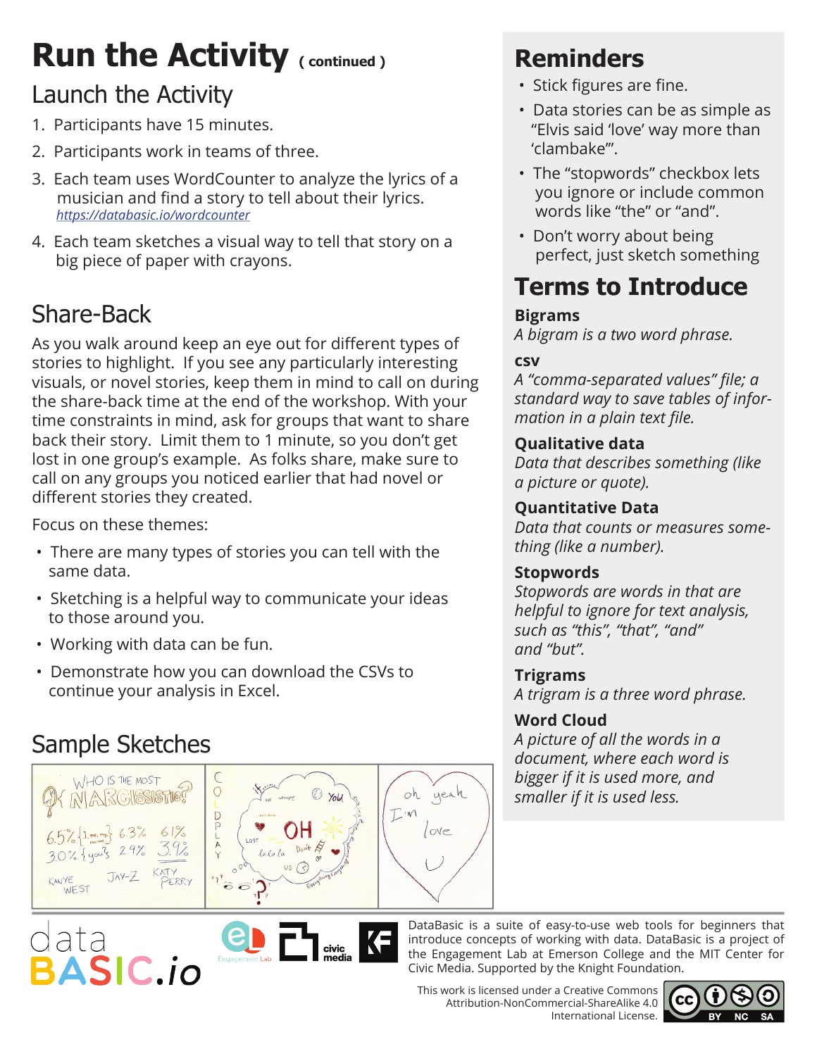# Run the Activity ( continued )

## Launch the Activity

1. Participants have 15 minutes.
2. Participants work in teams of three.
3. Each team uses WordCounter to analyze the lyrics of a musician and find a story to tell about their lyrics. https://databasic.io/wordcounter
4. Each team sketches a visual way to tell that story on a big piece of paper with crayons.

## Share-Back

As you walk around keep an eye out for different types of stories to highlight. If you see any particularly interesting visuals, or novel stories, keep them in mind to call on during the share-back time at the end of the workshop. With your time constraints in mind, ask for groups that want to share back their story. Limit them to 1 minute, so you don't get lost in one group's example. As folks share, make sure to call on any groups you noticed earlier that had novel or different stories they created.

Focus on these themes:

- There are many types of stories you can tell with the same data.
- Sketching is a helpful way to communicate your ideas to those around you.
- Working with data can be fun.
- Demonstrate how you can download the CSVs to continue your analysis in Excel.

## Sample Sketches

## Reminders

- Stick figures are fine.
- Data stories can be as simple as "Elvis said 'love' way more than 'clambake'".
- The "stopwords" checkbox lets you ignore or include common words like "the" or "and".
- Don't worry about being perfect, just sketch something

## Terms to Introduce

**Bigrams**
*A bigram is a two word phrase.*

**csv**
*A "comma-separated values" file; a standard way to save tables of information in a plain text file.*

**Qualitative data**
*Data that describes something (like a picture or quote).*

**Quantitative Data**
*Data that counts or measures something (like a number).*

**Stopwords**
*Stopwords are words in that are helpful to ignore for text analysis, such as "this", "that", "and" and "but".*

**Trigrams**
*A trigram is a three word phrase.*

**Word Cloud**
*A picture of all the words in a document, where each word is bigger if it is used more, and smaller if it is used less.*

DataBasic is a suite of easy-to-use web tools for beginners that introduce concepts of working with data. DataBasic is a project of the Engagement Lab at Emerson College and the MIT Center for Civic Media. Supported by the Knight Foundation.

This work is licensed under a Creative Commons Attribution-NonCommercial-ShareAlike 4.0 International License.